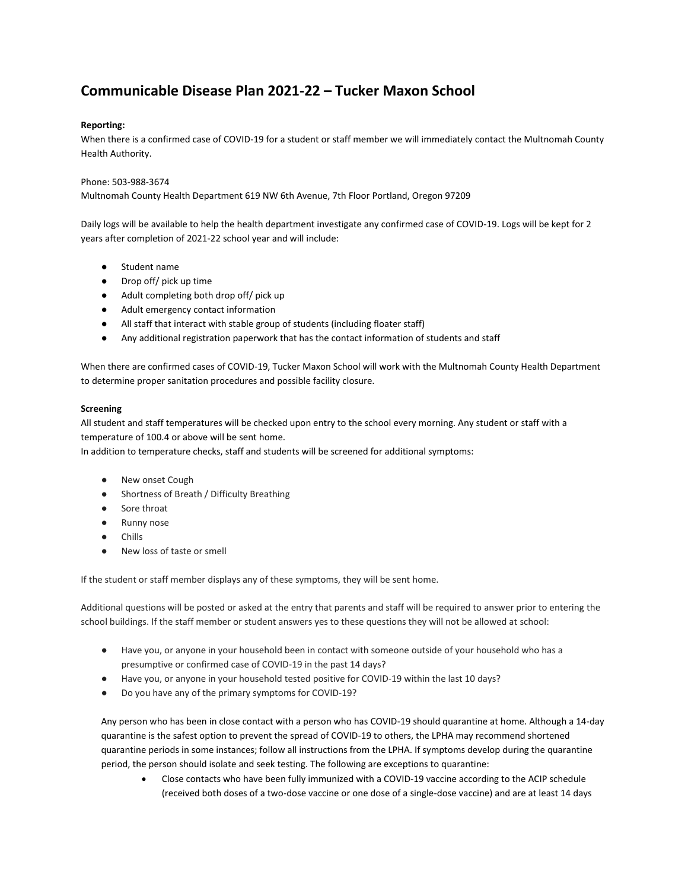# Communicable Disease Plan 2021-22 – Tucker Maxon School

**Reporting:**

When there is a confirmed case of COVID-19 for a student or staff member we will immediately contact the Multnomah County Health Authority.

Phone: 503-988-3674

Multnomah County Health Department 619 NW 6th Avenue, 7th Floor Portland, Oregon 97209

Daily logs will be available to help the health department investigate any confirmed case of COVID-19. Logs will be kept for 2 years after completion of 2021-22 school year and will include:

- Student name
- Drop off/ pick up time
- Adult completing both drop off/ pick up
- Adult emergency contact information
- All staff that interact with stable group of students (including floater staff)
- Any additional registration paperwork that has the contact information of students and staff

When there are confirmed cases of COVID-19, Tucker Maxon School will work with the Multnomah County Health Department to determine proper sanitation procedures and possible facility closure.

**Screening**

All student and staff temperatures will be checked upon entry to the school every morning. Any student or staff with a temperature of 100.4 or above will be sent home.

In addition to temperature checks, staff and students will be screened for additional symptoms:

- New onset Cough
- Shortness of Breath / Difficulty Breathing
- Sore throat
- Runny nose
- Chills
- New loss of taste or smell

If the student or staff member displays any of these symptoms, they will be sent home.

Additional questions will be posted or asked at the entry that parents and staff will be required to answer prior to entering the school buildings. If the staff member or student answers yes to these questions they will not be allowed at school:

- Have you, or anyone in your household been in contact with someone outside of your household who has a presumptive or confirmed case of COVID-19 in the past 14 days?
- Have you, or anyone in your household tested positive for COVID-19 within the last 10 days?
- Do you have any of the primary symptoms for COVID-19?

Any person who has been in close contact with a person who has COVID-19 should quarantine at home. Although a 14-day quarantine is the safest option to prevent the spread of COVID-19 to others, the LPHA may recommend shortened quarantine periods in some instances; follow all instructions from the LPHA. If symptoms develop during the quarantine period, the person should isolate and seek testing. The following are exceptions to quarantine:

- Close contacts who have been fully immunized with a COVID-19 vaccine according to the ACIP schedule (received both doses of a two-dose vaccine or one dose of a single-dose vaccine) and are at least 14 days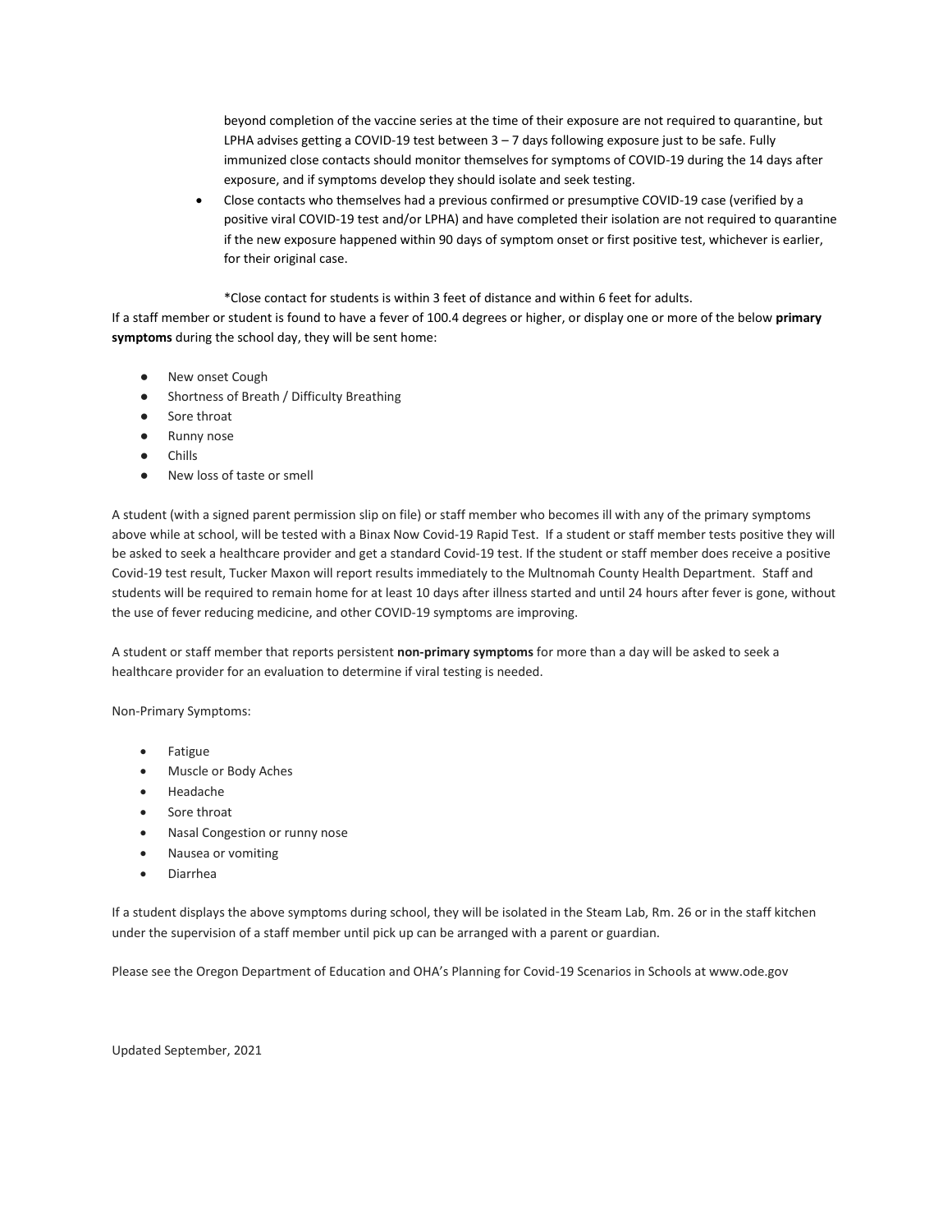beyond completion of the vaccine series at the time of their exposure are not required to quarantine, but LPHA advises getting a COVID-19 test between 3 – 7 days following exposure just to be safe. Fully immunized close contacts should monitor themselves for symptoms of COVID-19 during the 14 days after exposure, and if symptoms develop they should isolate and seek testing.

- Close contacts who themselves had a previous confirmed or presumptive COVID-19 case (verified by a positive viral COVID-19 test and/or LPHA) and have completed their isolation are not required to quarantine if the new exposure happened within 90 days of symptom onset or first positive test, whichever is earlier, for their original case.

*Close contact for students is within 3 feet of distance and within 6 feet for adults.

If a staff member or student is found to have a fever of 100.4 degrees or higher, or display one or more of the below **primary symptoms** during the school day, they will be sent home:

- New onset Cough
- Shortness of Breath / Difficulty Breathing
- Sore throat
- Runny nose
- Chills
- New loss of taste or smell

A student (with a signed parent permission slip on file) or staff member who becomes ill with any of the primary symptoms above while at school, will be tested with a Binax Now Covid-19 Rapid Test. If a student or staff member tests positive they will be asked to seek a healthcare provider and get a standard Covid-19 test. If the student or staff member does receive a positive Covid-19 test result, Tucker Maxon will report results immediately to the Multnomah County Health Department. Staff and students will be required to remain home for at least 10 days after illness started and until 24 hours after fever is gone, without the use of fever reducing medicine, and other COVID-19 symptoms are improving.

A student or staff member that reports persistent **non-primary symptoms** for more than a day will be asked to seek a healthcare provider for an evaluation to determine if viral testing is needed.

Non-Primary Symptoms:

- Fatigue
- Muscle or Body Aches
- Headache
- Sore throat
- Nasal Congestion or runny nose
- Nausea or vomiting
- Diarrhea

If a student displays the above symptoms during school, they will be isolated in the Steam Lab, Rm. 26 or in the staff kitchen under the supervision of a staff member until pick up can be arranged with a parent or guardian.

Please see the Oregon Department of Education and OHA's Planning for Covid-19 Scenarios in Schools at www.ode.gov

Updated September, 2021